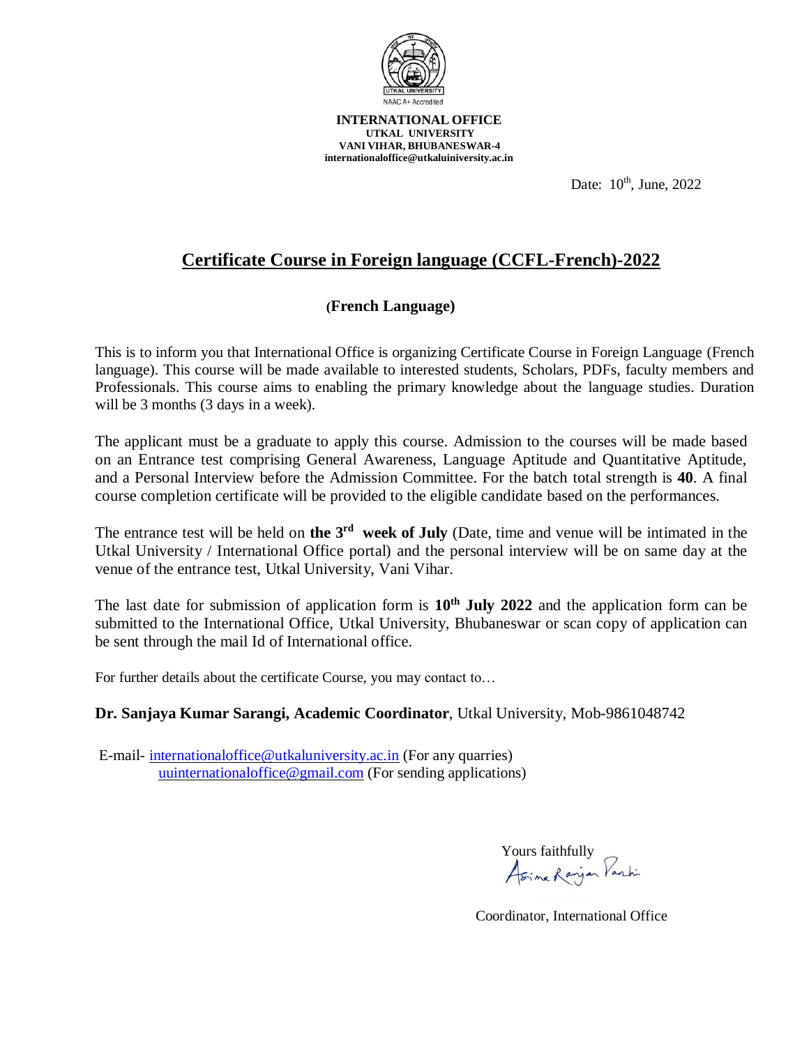NAAC A+ Accredited

**INTERNATIONAL OFFICE**
**UTKAL UNIVERSITY**
**VANI VIHAR, BHUBANESWAR-4**
**internationaloffice@utkaluiniversity.ac.in**

Date: 10th, June, 2022

# Certificate Course in Foreign language (CCFL-French)-2022

## (French Language)

This is to inform you that International Office is organizing Certificate Course in Foreign Language (French language). This course will be made available to interested students, Scholars, PDFs, faculty members and Professionals. This course aims to enabling the primary knowledge about the language studies. Duration will be 3 months (3 days in a week).

The applicant must be a graduate to apply this course. Admission to the courses will be made based on an Entrance test comprising General Awareness, Language Aptitude and Quantitative Aptitude, and a Personal Interview before the Admission Committee. For the batch total strength is **40**. A final course completion certificate will be provided to the eligible candidate based on the performances.

The entrance test will be held on **the 3rd week of July** (Date, time and venue will be intimated in the Utkal University / International Office portal) and the personal interview will be on same day at the venue of the entrance test, Utkal University, Vani Vihar.

The last date for submission of application form is **10th July 2022** and the application form can be submitted to the International Office, Utkal University, Bhubaneswar or scan copy of application can be sent through the mail Id of International office.

For further details about the certificate Course, you may contact to…

**Dr. Sanjaya Kumar Sarangi, Academic Coordinator**, Utkal University, Mob-9861048742

E-mail- internationaloffice@utkaluniversity.ac.in (For any quarries)
uuinternationaloffice@gmail.com (For sending applications)

Yours faithfully

Asima Ranjan Parhi

Coordinator, International Office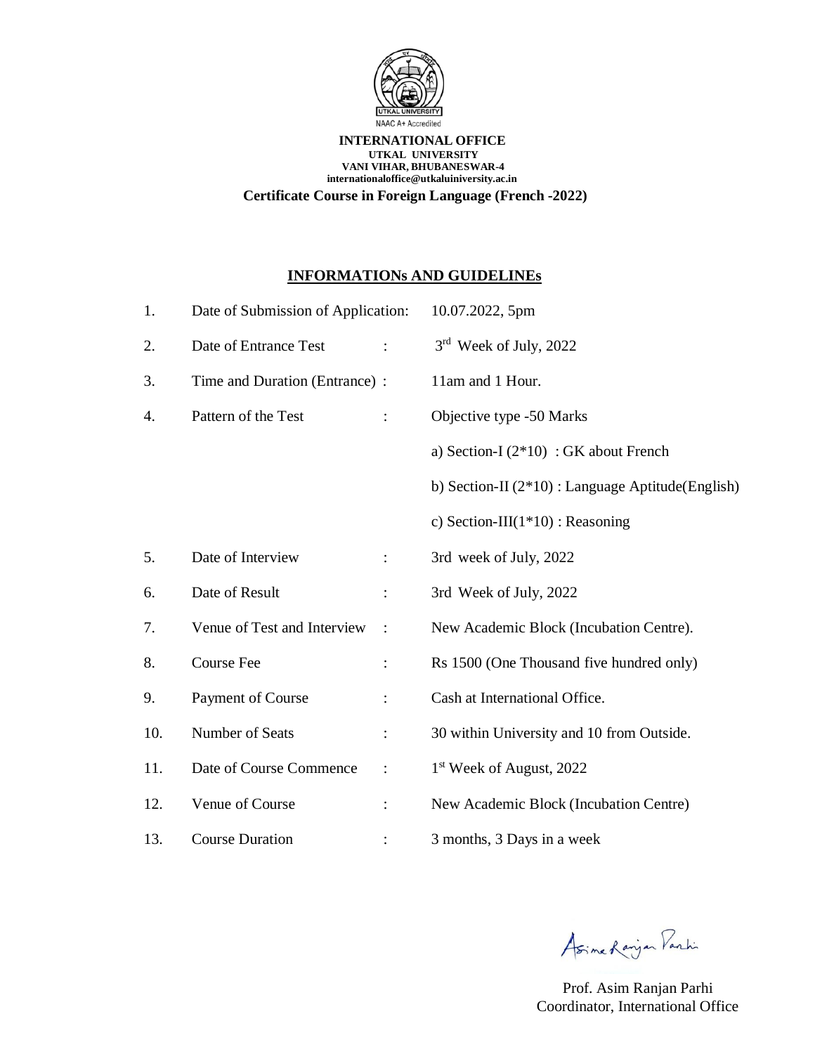NAAC A+ Accredited

**INTERNATIONAL OFFICE**
**UTKAL UNIVERSITY**
**VANI VIHAR, BHUBANESWAR-4**
**internationaloffice@utkaluniversity.ac.in**

**Certificate Course in Foreign Language (French -2022)**

## INFORMATIONs AND GUIDELINEs

| No. | Item | | Details |
|---|---|---|---|
| 1. | Date of Submission of Application: | | 10.07.2022, 5pm |
| 2. | Date of Entrance Test | : | 3rd Week of July, 2022 |
| 3. | Time and Duration (Entrance) | : | 11am and 1 Hour. |
| 4. | Pattern of the Test | : | Objective type -50 Marks |
| | | | a) Section-I (2*10) : GK about French |
| | | | b) Section-II (2*10) : Language Aptitude(English) |
| | | | c) Section-III(1*10) : Reasoning |
| 5. | Date of Interview | : | 3rd week of July, 2022 |
| 6. | Date of Result | : | 3rd Week of July, 2022 |
| 7. | Venue of Test and Interview | : | New Academic Block (Incubation Centre). |
| 8. | Course Fee | : | Rs 1500 (One Thousand five hundred only) |
| 9. | Payment of Course | : | Cash at International Office. |
| 10. | Number of Seats | : | 30 within University and 10 from Outside. |
| 11. | Date of Course Commence | : | 1st Week of August, 2022 |
| 12. | Venue of Course | : | New Academic Block (Incubation Centre) |
| 13. | Course Duration | : | 3 months, 3 Days in a week |

Asim Ranjan Parhi

Prof. Asim Ranjan Parhi
Coordinator, International Office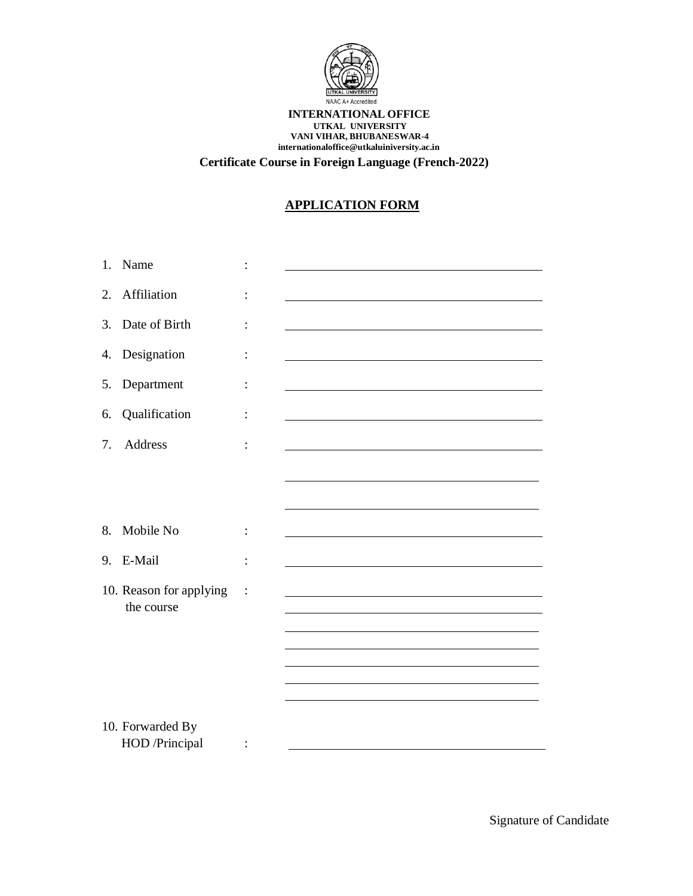NAAC A+ Accredited

**INTERNATIONAL OFFICE**
**UTKAL UNIVERSITY**
**VANI VIHAR, BHUBANESWAR-4**
**internationaloffice@utkaluiniversity.ac.in**

**Certificate Course in Foreign Language (French-2022)**

## APPLICATION FORM

1. Name : ____________________
2. Affiliation : ____________________
3. Date of Birth : ____________________
4. Designation : ____________________
5. Department : ____________________
6. Qualification : ____________________
7. Address : ____________________

____________________

____________________

8. Mobile No : ____________________
9. E-Mail : ____________________
10. Reason for applying the course : ____________________

____________________

____________________

____________________

____________________

____________________

____________________

10. Forwarded By HOD /Principal : ____________________

Signature of Candidate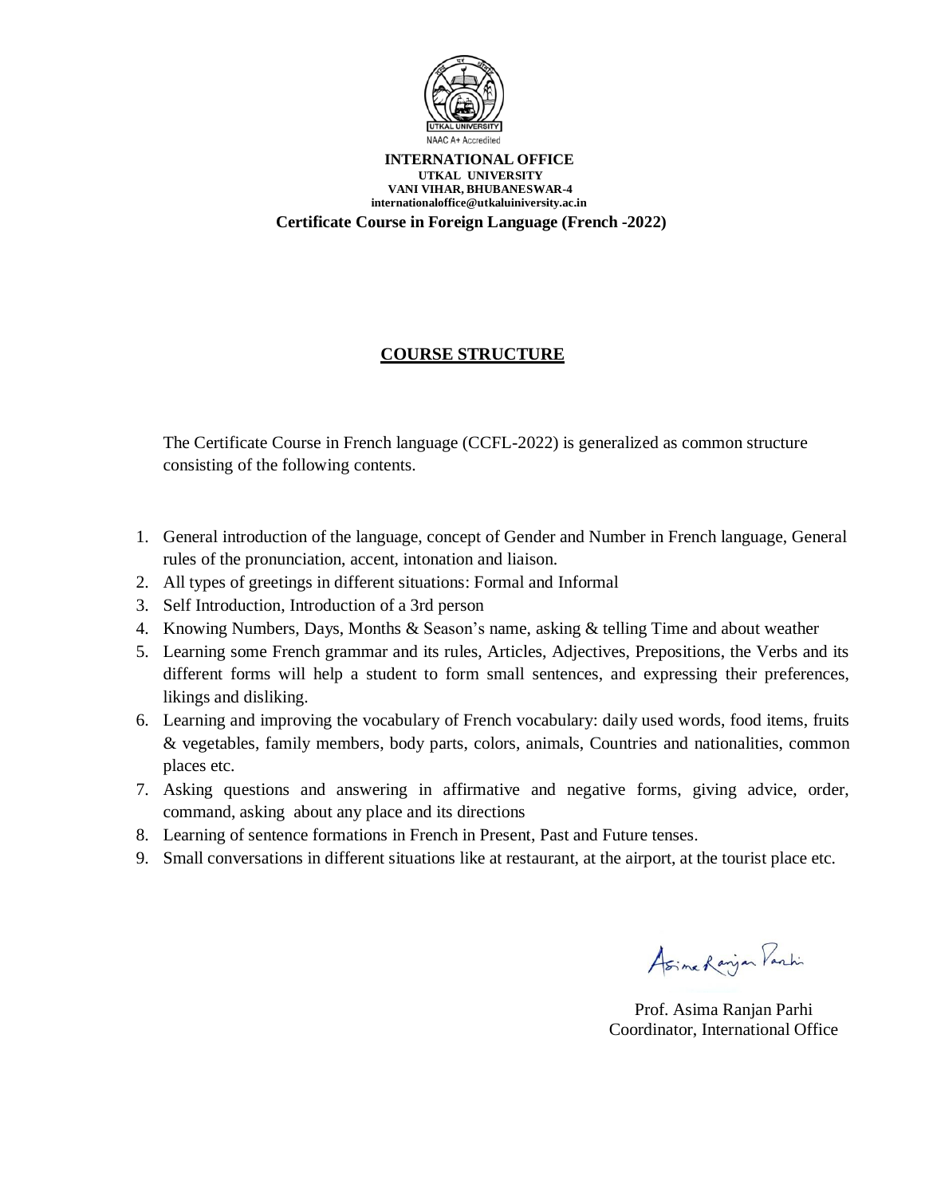NAAC A+ Accredited

**INTERNATIONAL OFFICE**
**UTKAL UNIVERSITY**
**VANI VIHAR, BHUBANESWAR-4**
**internationaloffice@utkaluniversity.ac.in**

**Certificate Course in Foreign Language (French -2022)**

## COURSE STRUCTURE

The Certificate Course in French language (CCFL-2022) is generalized as common structure consisting of the following contents.

1. General introduction of the language, concept of Gender and Number in French language, General rules of the pronunciation, accent, intonation and liaison.
2. All types of greetings in different situations: Formal and Informal
3. Self Introduction, Introduction of a 3rd person
4. Knowing Numbers, Days, Months & Season's name, asking & telling Time and about weather
5. Learning some French grammar and its rules, Articles, Adjectives, Prepositions, the Verbs and its different forms will help a student to form small sentences, and expressing their preferences, likings and disliking.
6. Learning and improving the vocabulary of French vocabulary: daily used words, food items, fruits & vegetables, family members, body parts, colors, animals, Countries and nationalities, common places etc.
7. Asking questions and answering in affirmative and negative forms, giving advice, order, command, asking about any place and its directions
8. Learning of sentence formations in French in Present, Past and Future tenses.
9. Small conversations in different situations like at restaurant, at the airport, at the tourist place etc.

Asima Ranjan Parhi

Prof. Asima Ranjan Parhi
Coordinator, International Office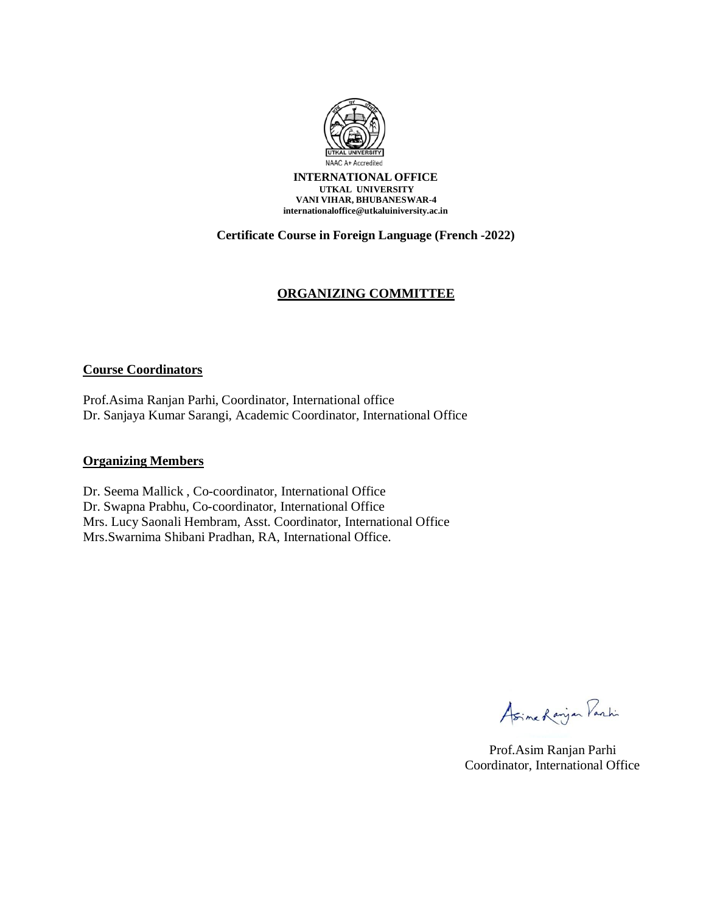NAAC A+ Accredited

**INTERNATIONAL OFFICE**
**UTKAL UNIVERSITY**
**VANI VIHAR, BHUBANESWAR-4**
**internationaloffice@utkaluiniversity.ac.in**

**Certificate Course in Foreign Language (French -2022)**

## ORGANIZING COMMITTEE

### Course Coordinators

Prof.Asima Ranjan Parhi, Coordinator, International office
Dr. Sanjaya Kumar Sarangi, Academic Coordinator, International Office

### Organizing Members

Dr. Seema Mallick , Co-coordinator, International Office
Dr. Swapna Prabhu, Co-coordinator, International Office
Mrs. Lucy Saonali Hembram, Asst. Coordinator, International Office
Mrs.Swarnima Shibani Pradhan, RA, International Office.

Prof.Asim Ranjan Parhi
Coordinator, International Office